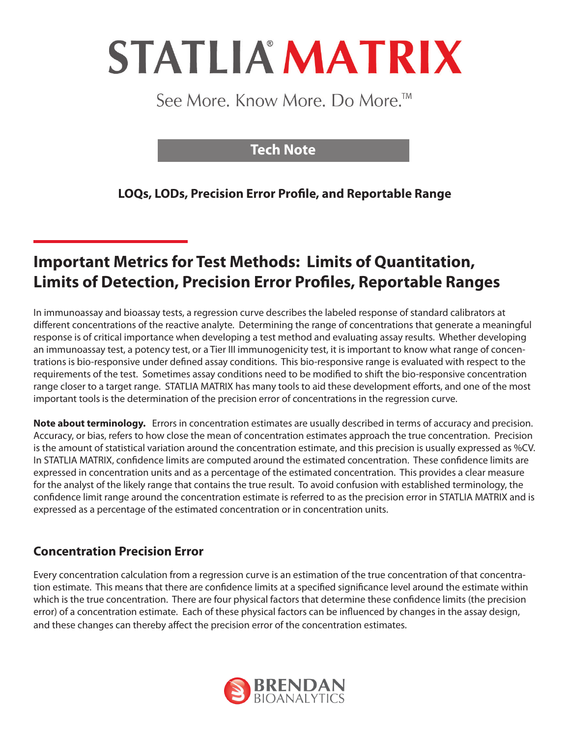# STATLIA® MATRIX

See More. Know More. Do More.™

**Tech Note**

**LOQs, LODs, Precision Error Profile, and Reportable Range**

## Important Metrics for Test Methods: Limits of Quantitation, Limits of Detection, Precision Error Profiles, Reportable Ranges

In immunoassay and bioassay tests, a regression curve describes the labeled response of standard calibrators at different concentrations of the reactive analyte. Determining the range of concentrations that generate a meaningful response is of critical importance when developing a test method and evaluating assay results. Whether developing an immunoassay test, a potency test, or a Tier III immunogenicity test, it is important to know what range of concentrations is bio-responsive under defined assay conditions. This bio-responsive range is evaluated with respect to the requirements of the test. Sometimes assay conditions need to be modified to shift the bio-responsive concentration range closer to a target range. STATLIA MATRIX has many tools to aid these development efforts, and one of the most important tools is the determination of the precision error of concentrations in the regression curve.

**Note about terminology.** Errors in concentration estimates are usually described in terms of accuracy and precision. Accuracy, or bias, refers to how close the mean of concentration estimates approach the true concentration. Precision is the amount of statistical variation around the concentration estimate, and this precision is usually expressed as %CV. In STATLIA MATRIX, confidence limits are computed around the estimated concentration. These confidence limits are expressed in concentration units and as a percentage of the estimated concentration. This provides a clear measure for the analyst of the likely range that contains the true result. To avoid confusion with established terminology, the confidence limit range around the concentration estimate is referred to as the precision error in STATLIA MATRIX and is expressed as a percentage of the estimated concentration or in concentration units.

### Concentration Precision Error

Every concentration calculation from a regression curve is an estimation of the true concentration of that concentration estimate. This means that there are confidence limits at a specified significance level around the estimate within which is the true concentration. There are four physical factors that determine these confidence limits (the precision error) of a concentration estimate. Each of these physical factors can be influenced by changes in the assay design, and these changes can thereby affect the precision error of the concentration estimates.

BRENDAN BIOANALYTICS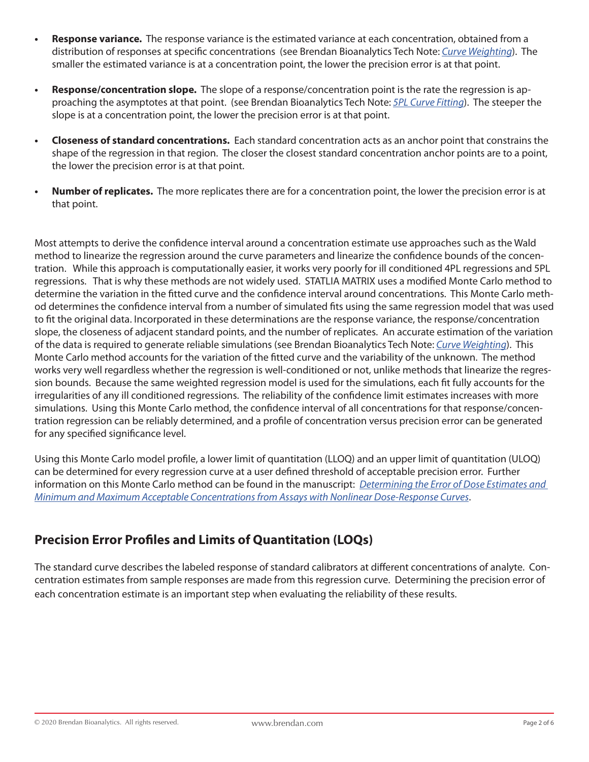- **Response variance.** The response variance is the estimated variance at each concentration, obtained from a distribution of responses at specific concentrations (see Brendan Bioanalytics Tech Note: *Curve Weighting*). The smaller the estimated variance is at a concentration point, the lower the precision error is at that point.
- **Response/concentration slope.** The slope of a response/concentration point is the rate the regression is approaching the asymptotes at that point. (see Brendan Bioanalytics Tech Note: *5PL Curve Fitting*). The steeper the slope is at a concentration point, the lower the precision error is at that point.
- **Closeness of standard concentrations.** Each standard concentration acts as an anchor point that constrains the shape of the regression in that region. The closer the closest standard concentration anchor points are to a point, the lower the precision error is at that point.
- **Number of replicates.** The more replicates there are for a concentration point, the lower the precision error is at that point.

Most attempts to derive the confidence interval around a concentration estimate use approaches such as the Wald method to linearize the regression around the curve parameters and linearize the confidence bounds of the concentration. While this approach is computationally easier, it works very poorly for ill conditioned 4PL regressions and 5PL regressions. That is why these methods are not widely used. STATLIA MATRIX uses a modified Monte Carlo method to determine the variation in the fitted curve and the confidence interval around concentrations. This Monte Carlo method determines the confidence interval from a number of simulated fits using the same regression model that was used to fit the original data. Incorporated in these determinations are the response variance, the response/concentration slope, the closeness of adjacent standard points, and the number of replicates. An accurate estimation of the variation of the data is required to generate reliable simulations (see Brendan Bioanalytics Tech Note: *Curve Weighting*). This Monte Carlo method accounts for the variation of the fitted curve and the variability of the unknown. The method works very well regardless whether the regression is well-conditioned or not, unlike methods that linearize the regression bounds. Because the same weighted regression model is used for the simulations, each fit fully accounts for the irregularities of any ill conditioned regressions. The reliability of the confidence limit estimates increases with more simulations. Using this Monte Carlo method, the confidence interval of all concentrations for that response/concentration regression can be reliably determined, and a profile of concentration versus precision error can be generated for any specified significance level.

Using this Monte Carlo model profile, a lower limit of quantitation (LLOQ) and an upper limit of quantitation (ULOQ) can be determined for every regression curve at a user defined threshold of acceptable precision error. Further information on this Monte Carlo method can be found in the manuscript: *Determining the Error of Dose Estimates and Minimum and Maximum Acceptable Concentrations from Assays with Nonlinear Dose-Response Curves*.

## Precision Error Profiles and Limits of Quantitation (LOQs)

The standard curve describes the labeled response of standard calibrators at different concentrations of analyte. Concentration estimates from sample responses are made from this regression curve. Determining the precision error of each concentration estimate is an important step when evaluating the reliability of these results.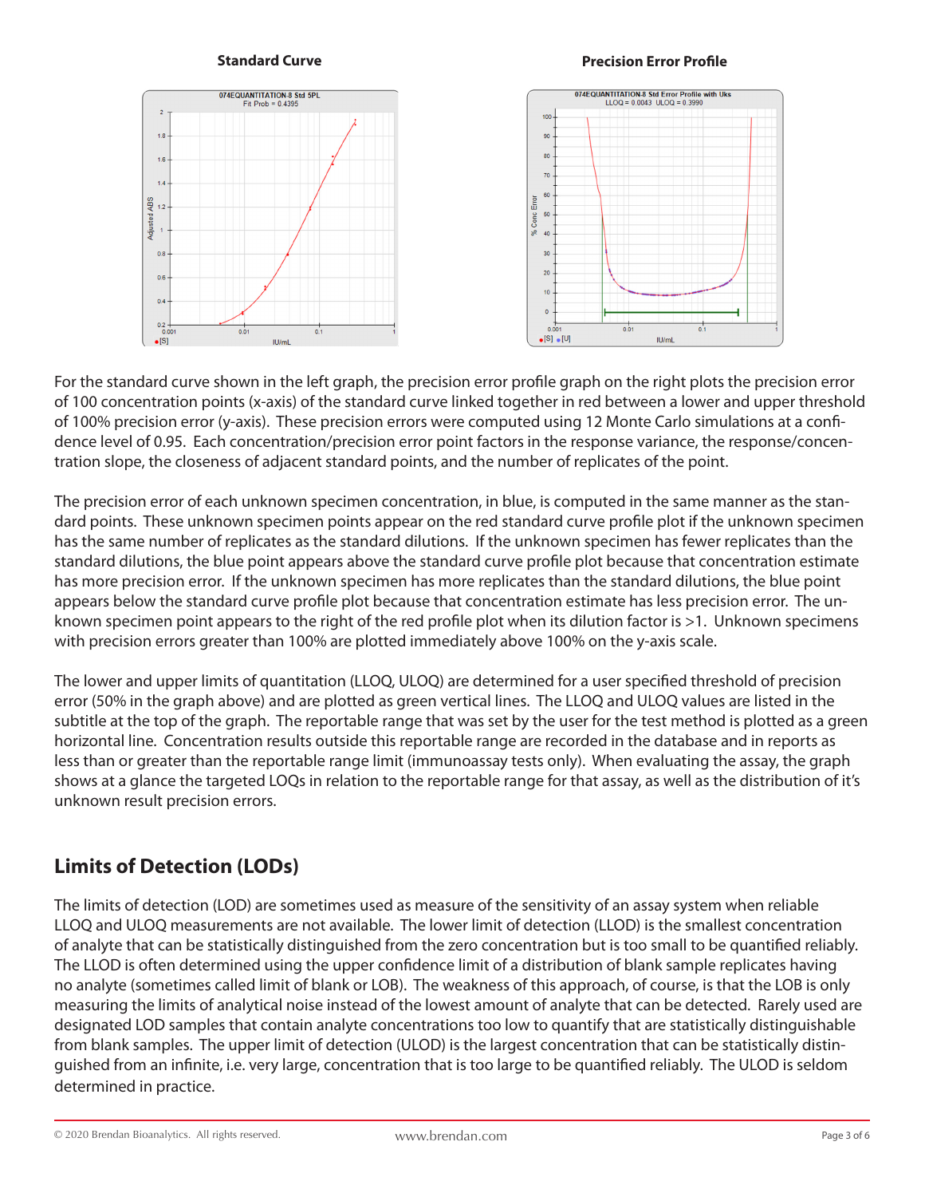**Standard Curve**

**Precision Error Profile**

For the standard curve shown in the left graph, the precision error profile graph on the right plots the precision error of 100 concentration points (x-axis) of the standard curve linked together in red between a lower and upper threshold of 100% precision error (y-axis). These precision errors were computed using 12 Monte Carlo simulations at a confidence level of 0.95. Each concentration/precision error point factors in the response variance, the response/concentration slope, the closeness of adjacent standard points, and the number of replicates of the point.

The precision error of each unknown specimen concentration, in blue, is computed in the same manner as the standard points. These unknown specimen points appear on the red standard curve profile plot if the unknown specimen has the same number of replicates as the standard dilutions. If the unknown specimen has fewer replicates than the standard dilutions, the blue point appears above the standard curve profile plot because that concentration estimate has more precision error. If the unknown specimen has more replicates than the standard dilutions, the blue point appears below the standard curve profile plot because that concentration estimate has less precision error. The unknown specimen point appears to the right of the red profile plot when its dilution factor is >1. Unknown specimens with precision errors greater than 100% are plotted immediately above 100% on the y-axis scale.

The lower and upper limits of quantitation (LLOQ, ULOQ) are determined for a user specified threshold of precision error (50% in the graph above) and are plotted as green vertical lines. The LLOQ and ULOQ values are listed in the subtitle at the top of the graph. The reportable range that was set by the user for the test method is plotted as a green horizontal line. Concentration results outside this reportable range are recorded in the database and in reports as less than or greater than the reportable range limit (immunoassay tests only). When evaluating the assay, the graph shows at a glance the targeted LOQs in relation to the reportable range for that assay, as well as the distribution of it's unknown result precision errors.

## Limits of Detection (LODs)

The limits of detection (LOD) are sometimes used as measure of the sensitivity of an assay system when reliable LLOQ and ULOQ measurements are not available. The lower limit of detection (LLOD) is the smallest concentration of analyte that can be statistically distinguished from the zero concentration but is too small to be quantified reliably. The LLOD is often determined using the upper confidence limit of a distribution of blank sample replicates having no analyte (sometimes called limit of blank or LOB). The weakness of this approach, of course, is that the LOB is only measuring the limits of analytical noise instead of the lowest amount of analyte that can be detected. Rarely used are designated LOD samples that contain analyte concentrations too low to quantify that are statistically distinguishable from blank samples. The upper limit of detection (ULOD) is the largest concentration that can be statistically distinguished from an infinite, i.e. very large, concentration that is too large to be quantified reliably. The ULOD is seldom determined in practice.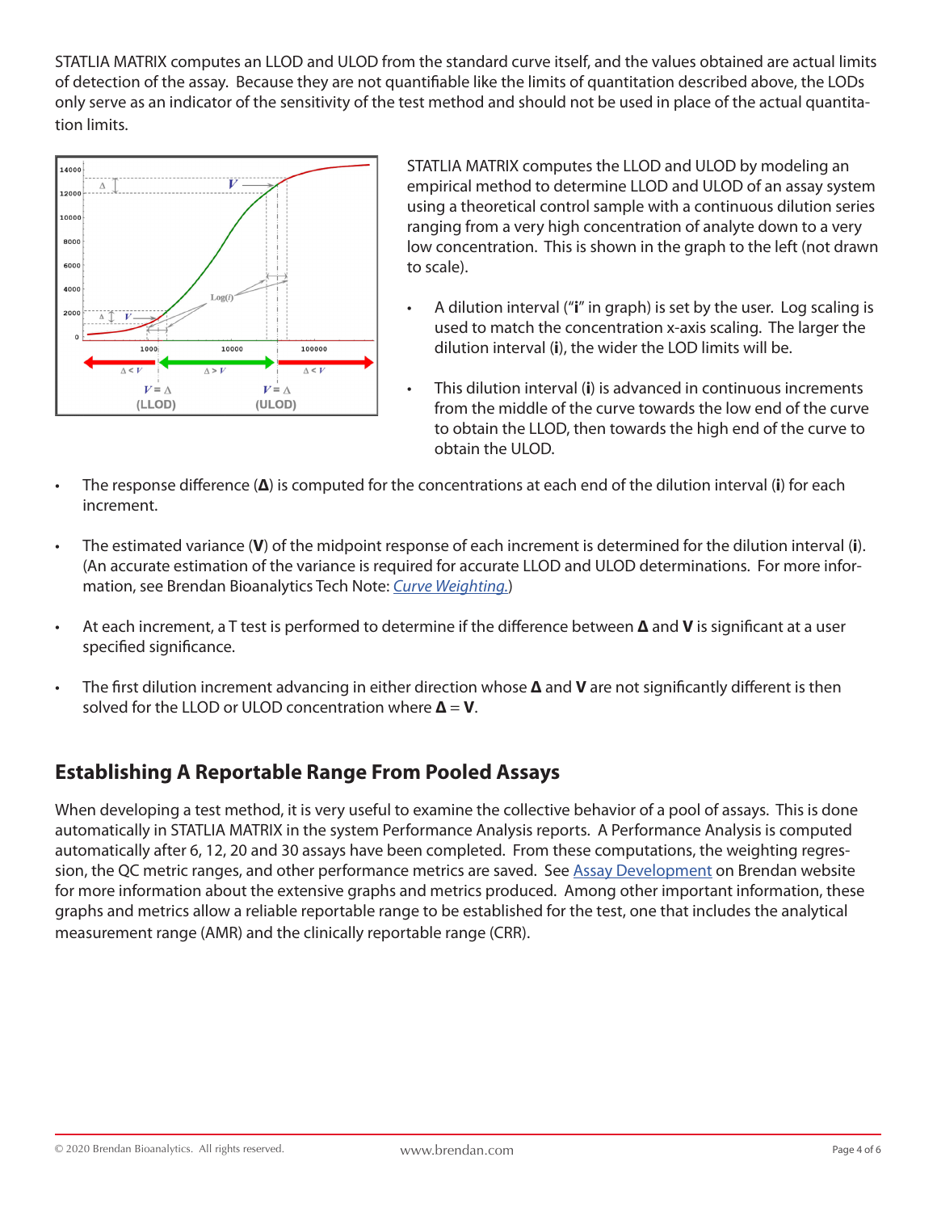STATLIA MATRIX computes an LLOD and ULOD from the standard curve itself, and the values obtained are actual limits of detection of the assay. Because they are not quantifiable like the limits of quantitation described above, the LODs only serve as an indicator of the sensitivity of the test method and should not be used in place of the actual quantitation limits.

STATLIA MATRIX computes the LLOD and ULOD by modeling an empirical method to determine LLOD and ULOD of an assay system using a theoretical control sample with a continuous dilution series ranging from a very high concentration of analyte down to a very low concentration. This is shown in the graph to the left (not drawn to scale).

- A dilution interval ("**i**" in graph) is set by the user. Log scaling is used to match the concentration x-axis scaling. The larger the dilution interval (**i**), the wider the LOD limits will be.
- This dilution interval (**i**) is advanced in continuous increments from the middle of the curve towards the low end of the curve to obtain the LLOD, then towards the high end of the curve to obtain the ULOD.
- The response difference (**Δ**) is computed for the concentrations at each end of the dilution interval (**i**) for each increment.
- The estimated variance (**V**) of the midpoint response of each increment is determined for the dilution interval (**i**). (An accurate estimation of the variance is required for accurate LLOD and ULOD determinations. For more information, see Brendan Bioanalytics Tech Note: *Curve Weighting.*)
- At each increment, a T test is performed to determine if the difference between **Δ** and **V** is significant at a user specified significance.
- The first dilution increment advancing in either direction whose **Δ** and **V** are not significantly different is then solved for the LLOD or ULOD concentration where **Δ** = **V**.

## Establishing A Reportable Range From Pooled Assays

When developing a test method, it is very useful to examine the collective behavior of a pool of assays. This is done automatically in STATLIA MATRIX in the system Performance Analysis reports. A Performance Analysis is computed automatically after 6, 12, 20 and 30 assays have been completed. From these computations, the weighting regression, the QC metric ranges, and other performance metrics are saved. See Assay Development on Brendan website for more information about the extensive graphs and metrics produced. Among other important information, these graphs and metrics allow a reliable reportable range to be established for the test, one that includes the analytical measurement range (AMR) and the clinically reportable range (CRR).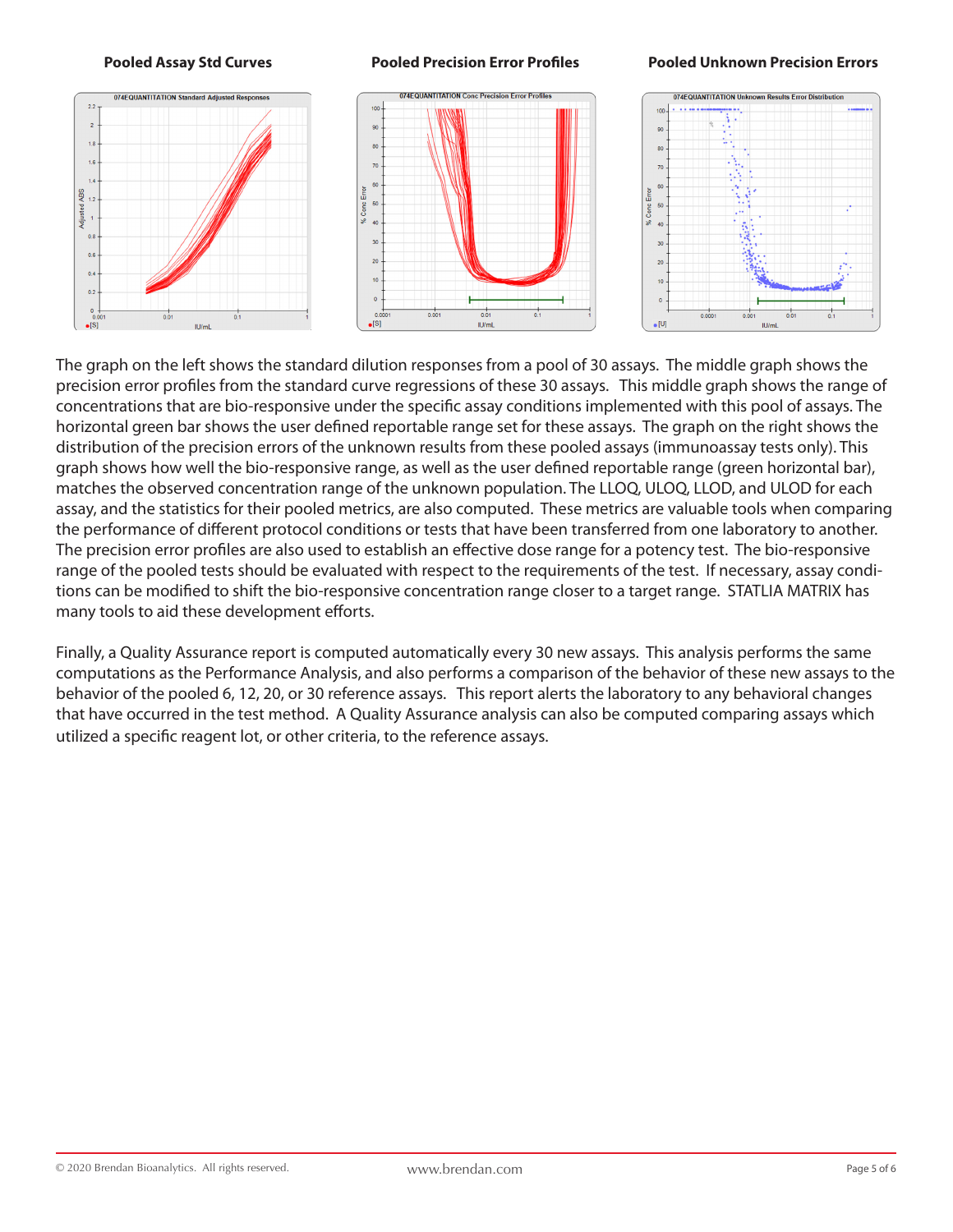**Pooled Assay Std Curves** **Pooled Precision Error Profiles** **Pooled Unknown Precision Errors**

The graph on the left shows the standard dilution responses from a pool of 30 assays. The middle graph shows the precision error profiles from the standard curve regressions of these 30 assays. This middle graph shows the range of concentrations that are bio-responsive under the specific assay conditions implemented with this pool of assays. The horizontal green bar shows the user defined reportable range set for these assays. The graph on the right shows the distribution of the precision errors of the unknown results from these pooled assays (immunoassay tests only). This graph shows how well the bio-responsive range, as well as the user defined reportable range (green horizontal bar), matches the observed concentration range of the unknown population. The LLOQ, ULOQ, LLOD, and ULOD for each assay, and the statistics for their pooled metrics, are also computed. These metrics are valuable tools when comparing the performance of different protocol conditions or tests that have been transferred from one laboratory to another. The precision error profiles are also used to establish an effective dose range for a potency test. The bio-responsive range of the pooled tests should be evaluated with respect to the requirements of the test. If necessary, assay conditions can be modified to shift the bio-responsive concentration range closer to a target range. STATLIA MATRIX has many tools to aid these development efforts.

Finally, a Quality Assurance report is computed automatically every 30 new assays. This analysis performs the same computations as the Performance Analysis, and also performs a comparison of the behavior of these new assays to the behavior of the pooled 6, 12, 20, or 30 reference assays. This report alerts the laboratory to any behavioral changes that have occurred in the test method. A Quality Assurance analysis can also be computed comparing assays which utilized a specific reagent lot, or other criteria, to the reference assays.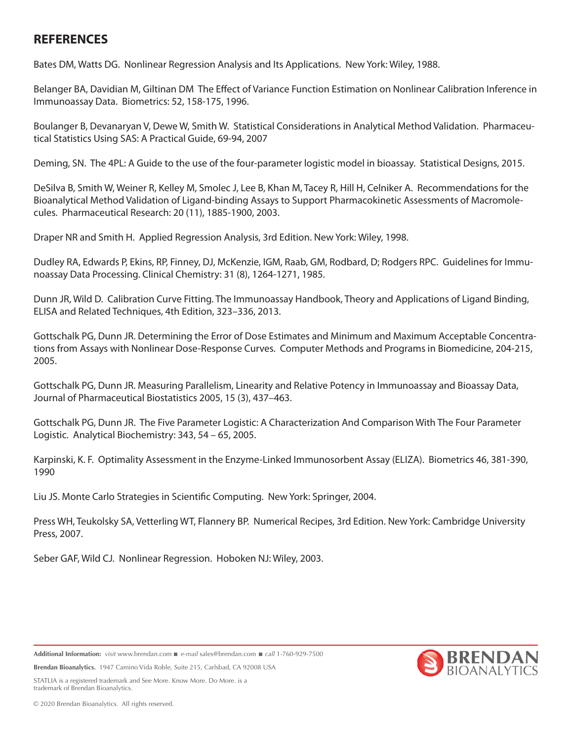## REFERENCES

Bates DM, Watts DG. Nonlinear Regression Analysis and Its Applications. New York: Wiley, 1988.

Belanger BA, Davidian M, Giltinan DM The Effect of Variance Function Estimation on Nonlinear Calibration Inference in Immunoassay Data. Biometrics: 52, 158-175, 1996.

Boulanger B, Devanaryan V, Dewe W, Smith W. Statistical Considerations in Analytical Method Validation. Pharmaceutical Statistics Using SAS: A Practical Guide, 69-94, 2007

Deming, SN. The 4PL: A Guide to the use of the four-parameter logistic model in bioassay. Statistical Designs, 2015.

DeSilva B, Smith W, Weiner R, Kelley M, Smolec J, Lee B, Khan M, Tacey R, Hill H, Celniker A. Recommendations for the Bioanalytical Method Validation of Ligand-binding Assays to Support Pharmacokinetic Assessments of Macromolecules. Pharmaceutical Research: 20 (11), 1885-1900, 2003.

Draper NR and Smith H. Applied Regression Analysis, 3rd Edition. New York: Wiley, 1998.

Dudley RA, Edwards P, Ekins, RP, Finney, DJ, McKenzie, IGM, Raab, GM, Rodbard, D; Rodgers RPC. Guidelines for Immunoassay Data Processing. Clinical Chemistry: 31 (8), 1264-1271, 1985.

Dunn JR, Wild D. Calibration Curve Fitting. The Immunoassay Handbook, Theory and Applications of Ligand Binding, ELISA and Related Techniques, 4th Edition, 323–336, 2013.

Gottschalk PG, Dunn JR. Determining the Error of Dose Estimates and Minimum and Maximum Acceptable Concentrations from Assays with Nonlinear Dose-Response Curves. Computer Methods and Programs in Biomedicine, 204-215, 2005.

Gottschalk PG, Dunn JR. Measuring Parallelism, Linearity and Relative Potency in Immunoassay and Bioassay Data, Journal of Pharmaceutical Biostatistics 2005, 15 (3), 437–463.

Gottschalk PG, Dunn JR. The Five Parameter Logistic: A Characterization And Comparison With The Four Parameter Logistic. Analytical Biochemistry: 343, 54 – 65, 2005.

Karpinski, K. F. Optimality Assessment in the Enzyme-Linked Immunosorbent Assay (ELIZA). Biometrics 46, 381-390, 1990

Liu JS. Monte Carlo Strategies in Scientific Computing. New York: Springer, 2004.

Press WH, Teukolsky SA, Vetterling WT, Flannery BP. Numerical Recipes, 3rd Edition. New York: Cambridge University Press, 2007.

Seber GAF, Wild CJ. Nonlinear Regression. Hoboken NJ: Wiley, 2003.

**Additional Information:** *visit* www.brendan.com ■ *e-mail* sales@brendan.com ■ *call* 1-760-929-7500

**Brendan Bioanalytics.** 1947 Camino Vida Roble, Suite 215, Carlsbad, CA 92008 USA

STATLIA is a registered trademark and See More. Know More. Do More. is a trademark of Brendan Bioanalytics.

© 2020 Brendan Bioanalytics. All rights reserved.

BRENDAN BIOANALYTICS